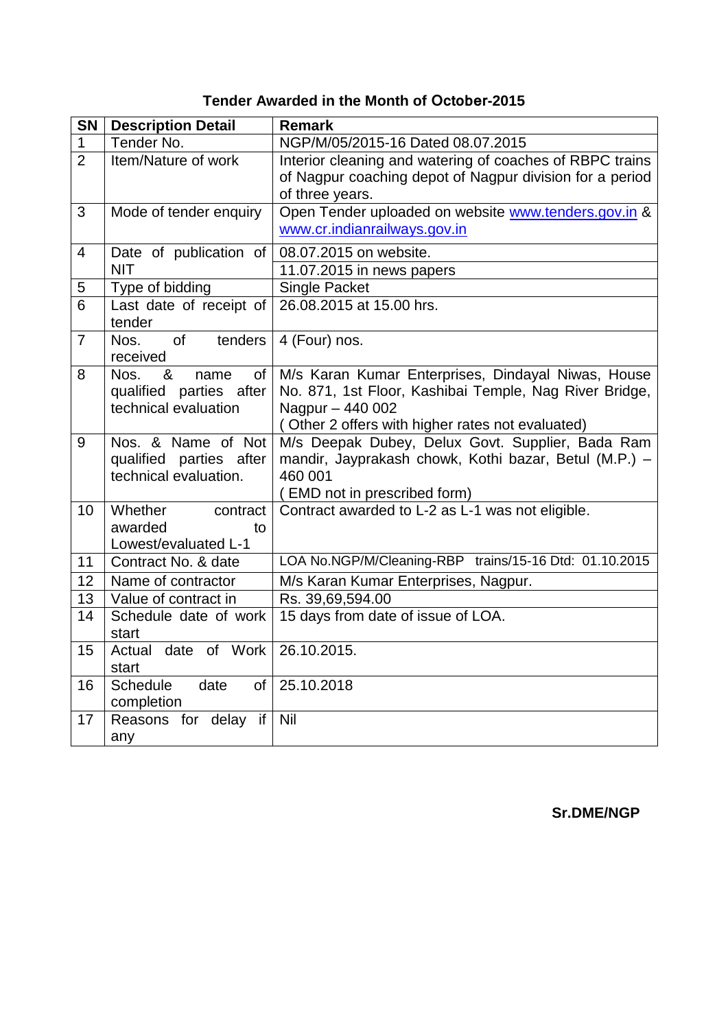## Tender Awarded in the Month of October-2015

| SN | Description Detail | Remark |
|---|---|---|
| 1 | Tender No. | NGP/M/05/2015-16 Dated 08.07.2015 |
| 2 | Item/Nature of work | Interior cleaning and watering of coaches of RBPC trains of Nagpur coaching depot of Nagpur division for a period of three years. |
| 3 | Mode of tender enquiry | Open Tender uploaded on website www.tenders.gov.in & www.cr.indianrailways.gov.in |
| 4 | Date of publication of NIT | 08.07.2015 on website.<br>11.07.2015 in news papers |
| 5 | Type of bidding | Single Packet |
| 6 | Last date of receipt of tender | 26.08.2015 at 15.00 hrs. |
| 7 | Nos. of tenders received | 4 (Four) nos. |
| 8 | Nos. & name of qualified parties after technical evaluation | M/s Karan Kumar Enterprises, Dindayal Niwas, House No. 871, 1st Floor, Kashibai Temple, Nag River Bridge, Nagpur – 440 002<br>( Other 2 offers with higher rates not evaluated) |
| 9 | Nos. & Name of Not qualified parties after technical evaluation. | M/s Deepak Dubey, Delux Govt. Supplier, Bada Ram mandir, Jayprakash chowk, Kothi bazar, Betul (M.P.) – 460 001<br>( EMD not in prescribed form) |
| 10 | Whether contract awarded to Lowest/evaluated L-1 | Contract awarded to L-2 as L-1 was not eligible. |
| 11 | Contract No. & date | LOA No.NGP/M/Cleaning-RBP trains/15-16 Dtd: 01.10.2015 |
| 12 | Name of contractor | M/s Karan Kumar Enterprises, Nagpur. |
| 13 | Value of contract in | Rs. 39,69,594.00 |
| 14 | Schedule date of work start | 15 days from date of issue of LOA. |
| 15 | Actual date of Work start | 26.10.2015. |
| 16 | Schedule date of completion | 25.10.2018 |
| 17 | Reasons for delay if any | Nil |

**Sr.DME/NGP**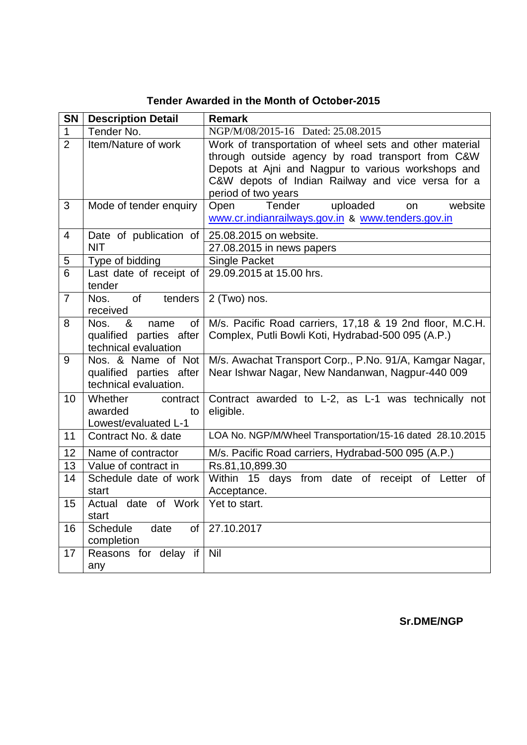**Tender Awarded in the Month of October-2015**

| SN | Description Detail | Remark |
|---|---|---|
| 1 | Tender No. | NGP/M/08/2015-16 Dated: 25.08.2015 |
| 2 | Item/Nature of work | Work of transportation of wheel sets and other material through outside agency by road transport from C&W Depots at Ajni and Nagpur to various workshops and C&W depots of Indian Railway and vice versa for a period of two years |
| 3 | Mode of tender enquiry | Open Tender uploaded on website www.cr.indianrailways.gov.in & www.tenders.gov.in |
| 4 | Date of publication of NIT | 25.08.2015 on website.<br>27.08.2015 in news papers |
| 5 | Type of bidding | Single Packet |
| 6 | Last date of receipt of tender | 29.09.2015 at 15.00 hrs. |
| 7 | Nos. of tenders received | 2 (Two) nos. |
| 8 | Nos. & name of qualified parties after technical evaluation | M/s. Pacific Road carriers, 17,18 & 19 2nd floor, M.C.H. Complex, Putli Bowli Koti, Hydrabad-500 095 (A.P.) |
| 9 | Nos. & Name of Not qualified parties after technical evaluation. | M/s. Awachat Transport Corp., P.No. 91/A, Kamgar Nagar, Near Ishwar Nagar, New Nandanwan, Nagpur-440 009 |
| 10 | Whether contract awarded to Lowest/evaluated L-1 | Contract awarded to L-2, as L-1 was technically not eligible. |
| 11 | Contract No. & date | LOA No. NGP/M/Wheel Transportation/15-16 dated 28.10.2015 |
| 12 | Name of contractor | M/s. Pacific Road carriers, Hydrabad-500 095 (A.P.) |
| 13 | Value of contract in | Rs.81,10,899.30 |
| 14 | Schedule date of work start | Within 15 days from date of receipt of Letter of Acceptance. |
| 15 | Actual date of Work start | Yet to start. |
| 16 | Schedule date of completion | 27.10.2017 |
| 17 | Reasons for delay if any | Nil |

**Sr.DME/NGP**